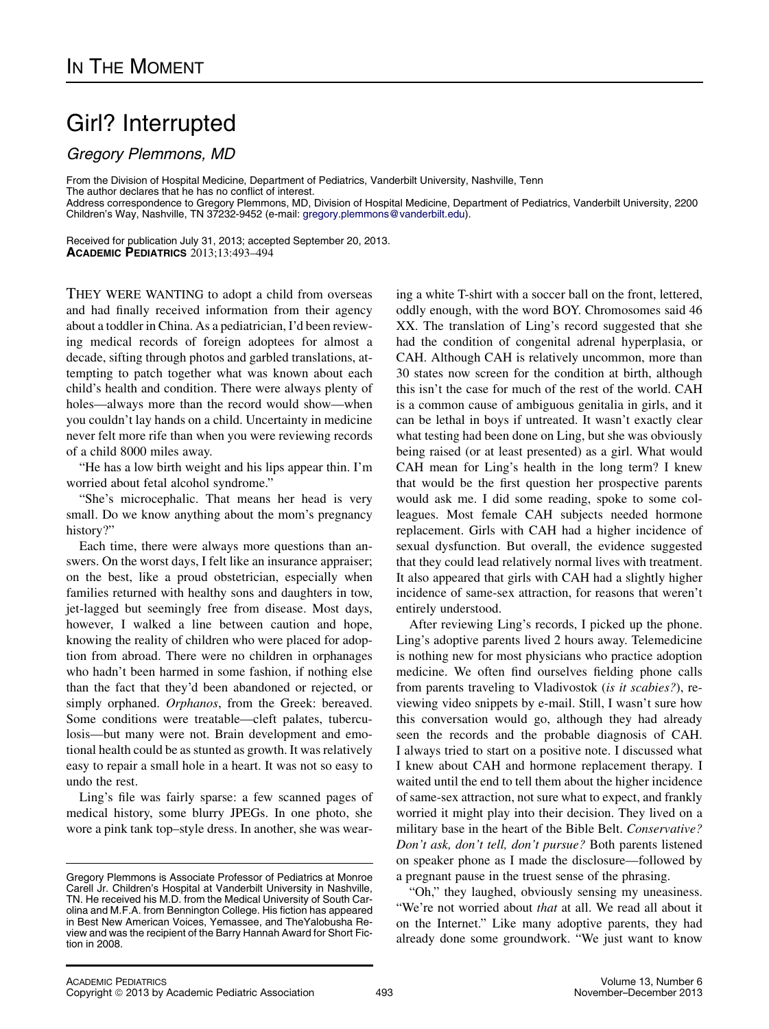# In The Moment

# Girl? Interrupted

*Gregory Plemmons, MD*

From the Division of Hospital Medicine, Department of Pediatrics, Vanderbilt University, Nashville, Tenn
The author declares that he has no conflict of interest.
Address correspondence to Gregory Plemmons, MD, Division of Hospital Medicine, Department of Pediatrics, Vanderbilt University, 2200 Children's Way, Nashville, TN 37232-9452 (e-mail: gregory.plemmons@vanderbilt.edu).

Received for publication July 31, 2013; accepted September 20, 2013.
**Academic Pediatrics** 2013;13:493–494

THEY WERE WANTING to adopt a child from overseas and had finally received information from their agency about a toddler in China. As a pediatrician, I'd been reviewing medical records of foreign adoptees for almost a decade, sifting through photos and garbled translations, attempting to patch together what was known about each child's health and condition. There were always plenty of holes—always more than the record would show—when you couldn't lay hands on a child. Uncertainty in medicine never felt more rife than when you were reviewing records of a child 8000 miles away.

"He has a low birth weight and his lips appear thin. I'm worried about fetal alcohol syndrome."

"She's microcephalic. That means her head is very small. Do we know anything about the mom's pregnancy history?"

Each time, there were always more questions than answers. On the worst days, I felt like an insurance appraiser; on the best, like a proud obstetrician, especially when families returned with healthy sons and daughters in tow, jet-lagged but seemingly free from disease. Most days, however, I walked a line between caution and hope, knowing the reality of children who were placed for adoption from abroad. There were no children in orphanages who hadn't been harmed in some fashion, if nothing else than the fact that they'd been abandoned or rejected, or simply orphaned. *Orphanos*, from the Greek: bereaved. Some conditions were treatable—cleft palates, tuberculosis—but many were not. Brain development and emotional health could be as stunted as growth. It was relatively easy to repair a small hole in a heart. It was not so easy to undo the rest.

Ling's file was fairly sparse: a few scanned pages of medical history, some blurry JPEGs. In one photo, she wore a pink tank top–style dress. In another, she was wearing a white T-shirt with a soccer ball on the front, lettered, oddly enough, with the word BOY. Chromosomes said 46 XX. The translation of Ling's record suggested that she had the condition of congenital adrenal hyperplasia, or CAH. Although CAH is relatively uncommon, more than 30 states now screen for the condition at birth, although this isn't the case for much of the rest of the world. CAH is a common cause of ambiguous genitalia in girls, and it can be lethal in boys if untreated. It wasn't exactly clear what testing had been done on Ling, but she was obviously being raised (or at least presented) as a girl. What would CAH mean for Ling's health in the long term? I knew that would be the first question her prospective parents would ask me. I did some reading, spoke to some colleagues. Most female CAH subjects needed hormone replacement. Girls with CAH had a higher incidence of sexual dysfunction. But overall, the evidence suggested that they could lead relatively normal lives with treatment. It also appeared that girls with CAH had a slightly higher incidence of same-sex attraction, for reasons that weren't entirely understood.

After reviewing Ling's records, I picked up the phone. Ling's adoptive parents lived 2 hours away. Telemedicine is nothing new for most physicians who practice adoption medicine. We often find ourselves fielding phone calls from parents traveling to Vladivostok (*is it scabies?*), reviewing video snippets by e-mail. Still, I wasn't sure how this conversation would go, although they had already seen the records and the probable diagnosis of CAH. I always tried to start on a positive note. I discussed what I knew about CAH and hormone replacement therapy. I waited until the end to tell them about the higher incidence of same-sex attraction, not sure what to expect, and frankly worried it might play into their decision. They lived on a military base in the heart of the Bible Belt. *Conservative? Don't ask, don't tell, don't pursue?* Both parents listened on speaker phone as I made the disclosure—followed by a pregnant pause in the truest sense of the phrasing.

"Oh," they laughed, obviously sensing my uneasiness. "We're not worried about *that* at all. We read all about it on the Internet." Like many adoptive parents, they had already done some groundwork. "We just want to know

---

Gregory Plemmons is Associate Professor of Pediatrics at Monroe Carell Jr. Children's Hospital at Vanderbilt University in Nashville, TN. He received his M.D. from the Medical University of South Carolina and M.F.A. from Bennington College. His fiction has appeared in Best New American Voices, Yemassee, and TheYalobusha Review and was the recipient of the Barry Hannah Award for Short Fiction in 2008.

Copyright © 2013 by Academic Pediatric Association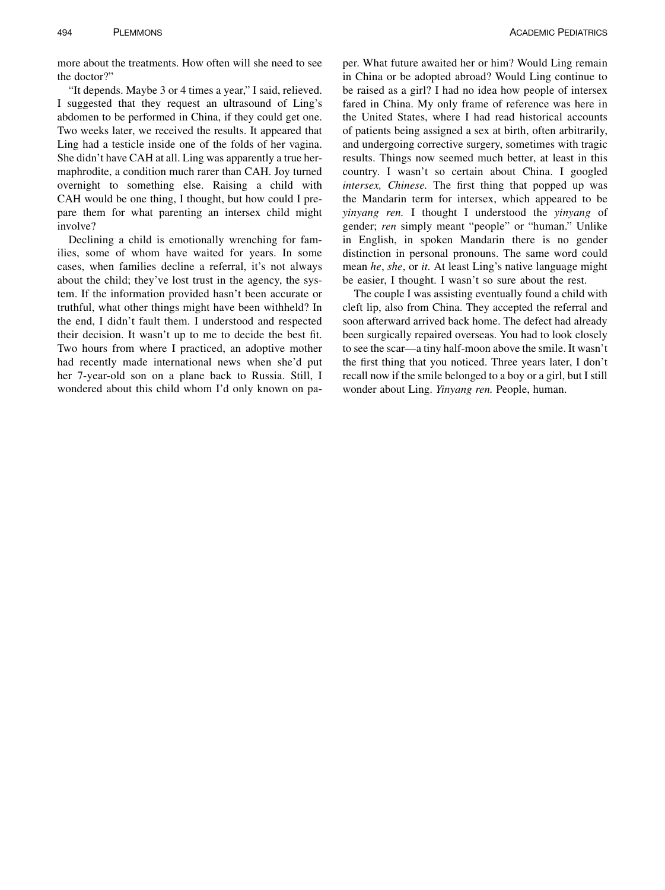more about the treatments. How often will she need to see the doctor?"

"It depends. Maybe 3 or 4 times a year," I said, relieved. I suggested that they request an ultrasound of Ling's abdomen to be performed in China, if they could get one. Two weeks later, we received the results. It appeared that Ling had a testicle inside one of the folds of her vagina. She didn't have CAH at all. Ling was apparently a true hermaphrodite, a condition much rarer than CAH. Joy turned overnight to something else. Raising a child with CAH would be one thing, I thought, but how could I prepare them for what parenting an intersex child might involve?

Declining a child is emotionally wrenching for families, some of whom have waited for years. In some cases, when families decline a referral, it's not always about the child; they've lost trust in the agency, the system. If the information provided hasn't been accurate or truthful, what other things might have been withheld? In the end, I didn't fault them. I understood and respected their decision. It wasn't up to me to decide the best fit. Two hours from where I practiced, an adoptive mother had recently made international news when she'd put her 7-year-old son on a plane back to Russia. Still, I wondered about this child whom I'd only known on paper. What future awaited her or him? Would Ling remain in China or be adopted abroad? Would Ling continue to be raised as a girl? I had no idea how people of intersex fared in China. My only frame of reference was here in the United States, where I had read historical accounts of patients being assigned a sex at birth, often arbitrarily, and undergoing corrective surgery, sometimes with tragic results. Things now seemed much better, at least in this country. I wasn't so certain about China. I googled *intersex, Chinese.* The first thing that popped up was the Mandarin term for intersex, which appeared to be *yinyang ren.* I thought I understood the *yinyang* of gender; *ren* simply meant "people" or "human." Unlike in English, in spoken Mandarin there is no gender distinction in personal pronouns. The same word could mean *he*, *she*, or *it.* At least Ling's native language might be easier, I thought. I wasn't so sure about the rest.

The couple I was assisting eventually found a child with cleft lip, also from China. They accepted the referral and soon afterward arrived back home. The defect had already been surgically repaired overseas. You had to look closely to see the scar—a tiny half-moon above the smile. It wasn't the first thing that you noticed. Three years later, I don't recall now if the smile belonged to a boy or a girl, but I still wonder about Ling. *Yinyang ren.* People, human.